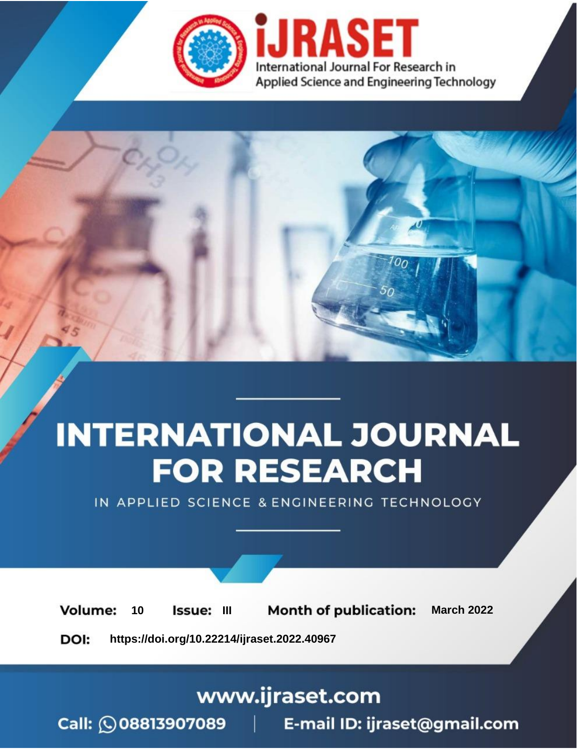iJRASET

International Journal For Research in Applied Science and Engineering Technology

# INTERNATIONAL JOURNAL FOR RESEARCH

IN APPLIED SCIENCE & ENGINEERING TECHNOLOGY

**Volume:** 10 **Issue:** III **Month of publication:** March 2022

**DOI:** https://doi.org/10.22214/ijraset.2022.40967

www.ijraset.com

Call: 08813907089 | E-mail ID: ijraset@gmail.com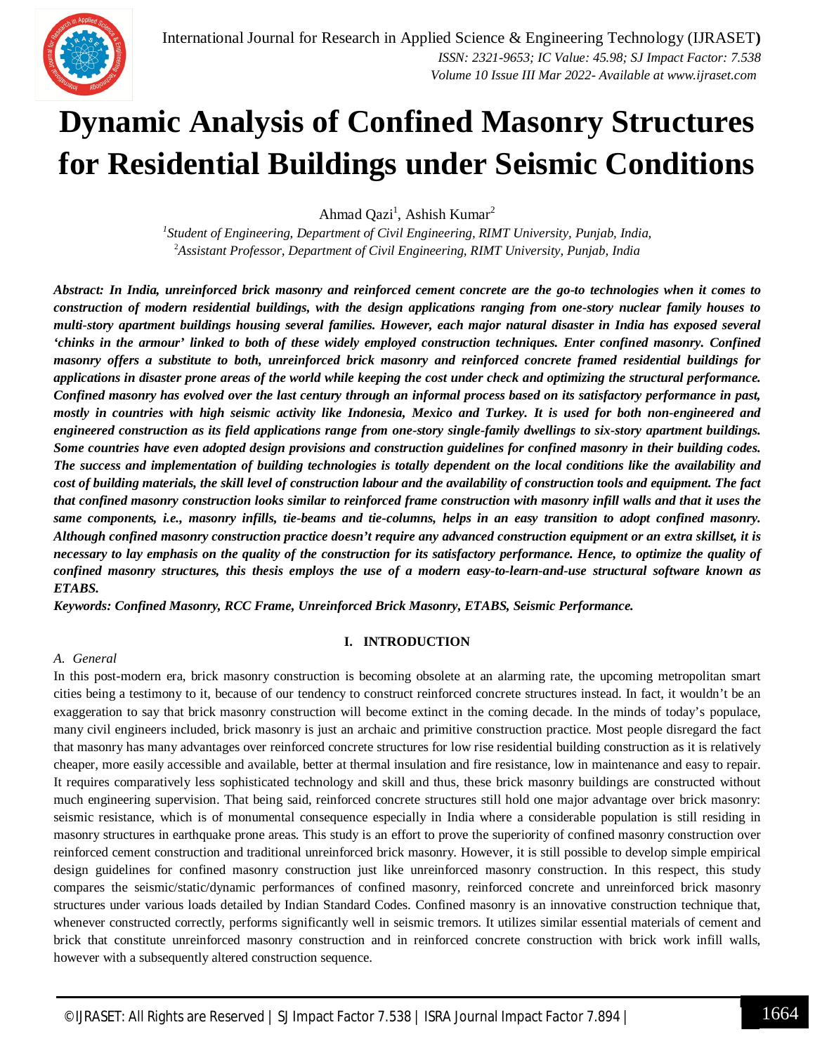# Dynamic Analysis of Confined Masonry Structures for Residential Buildings under Seismic Conditions

Ahmad Qazi[1], Ashish Kumar[2]

[1]*Student of Engineering, Department of Civil Engineering, RIMT University, Punjab, India,*
[2]*Assistant Professor, Department of Civil Engineering, RIMT University, Punjab, India*

***Abstract: In India, unreinforced brick masonry and reinforced cement concrete are the go-to technologies when it comes to construction of modern residential buildings, with the design applications ranging from one-story nuclear family houses to multi-story apartment buildings housing several families. However, each major natural disaster in India has exposed several 'chinks in the armour' linked to both of these widely employed construction techniques. Enter confined masonry. Confined masonry offers a substitute to both, unreinforced brick masonry and reinforced concrete framed residential buildings for applications in disaster prone areas of the world while keeping the cost under check and optimizing the structural performance. Confined masonry has evolved over the last century through an informal process based on its satisfactory performance in past, mostly in countries with high seismic activity like Indonesia, Mexico and Turkey. It is used for both non-engineered and engineered construction as its field applications range from one-story single-family dwellings to six-story apartment buildings. Some countries have even adopted design provisions and construction guidelines for confined masonry in their building codes. The success and implementation of building technologies is totally dependent on the local conditions like the availability and cost of building materials, the skill level of construction labour and the availability of construction tools and equipment. The fact that confined masonry construction looks similar to reinforced frame construction with masonry infill walls and that it uses the same components, i.e., masonry infills, tie-beams and tie-columns, helps in an easy transition to adopt confined masonry. Although confined masonry construction practice doesn't require any advanced construction equipment or an extra skillset, it is necessary to lay emphasis on the quality of the construction for its satisfactory performance. Hence, to optimize the quality of confined masonry structures, this thesis employs the use of a modern easy-to-learn-and-use structural software known as ETABS.***

***Keywords: Confined Masonry, RCC Frame, Unreinforced Brick Masonry, ETABS, Seismic Performance.***

## I. INTRODUCTION

### *A. General*

In this post-modern era, brick masonry construction is becoming obsolete at an alarming rate, the upcoming metropolitan smart cities being a testimony to it, because of our tendency to construct reinforced concrete structures instead. In fact, it wouldn't be an exaggeration to say that brick masonry construction will become extinct in the coming decade. In the minds of today's populace, many civil engineers included, brick masonry is just an archaic and primitive construction practice. Most people disregard the fact that masonry has many advantages over reinforced concrete structures for low rise residential building construction as it is relatively cheaper, more easily accessible and available, better at thermal insulation and fire resistance, low in maintenance and easy to repair. It requires comparatively less sophisticated technology and skill and thus, these brick masonry buildings are constructed without much engineering supervision. That being said, reinforced concrete structures still hold one major advantage over brick masonry: seismic resistance, which is of monumental consequence especially in India where a considerable population is still residing in masonry structures in earthquake prone areas. This study is an effort to prove the superiority of confined masonry construction over reinforced cement construction and traditional unreinforced brick masonry. However, it is still possible to develop simple empirical design guidelines for confined masonry construction just like unreinforced masonry construction. In this respect, this study compares the seismic/static/dynamic performances of confined masonry, reinforced concrete and unreinforced brick masonry structures under various loads detailed by Indian Standard Codes. Confined masonry is an innovative construction technique that, whenever constructed correctly, performs significantly well in seismic tremors. It utilizes similar essential materials of cement and brick that constitute unreinforced masonry construction and in reinforced concrete construction with brick work infill walls, however with a subsequently altered construction sequence.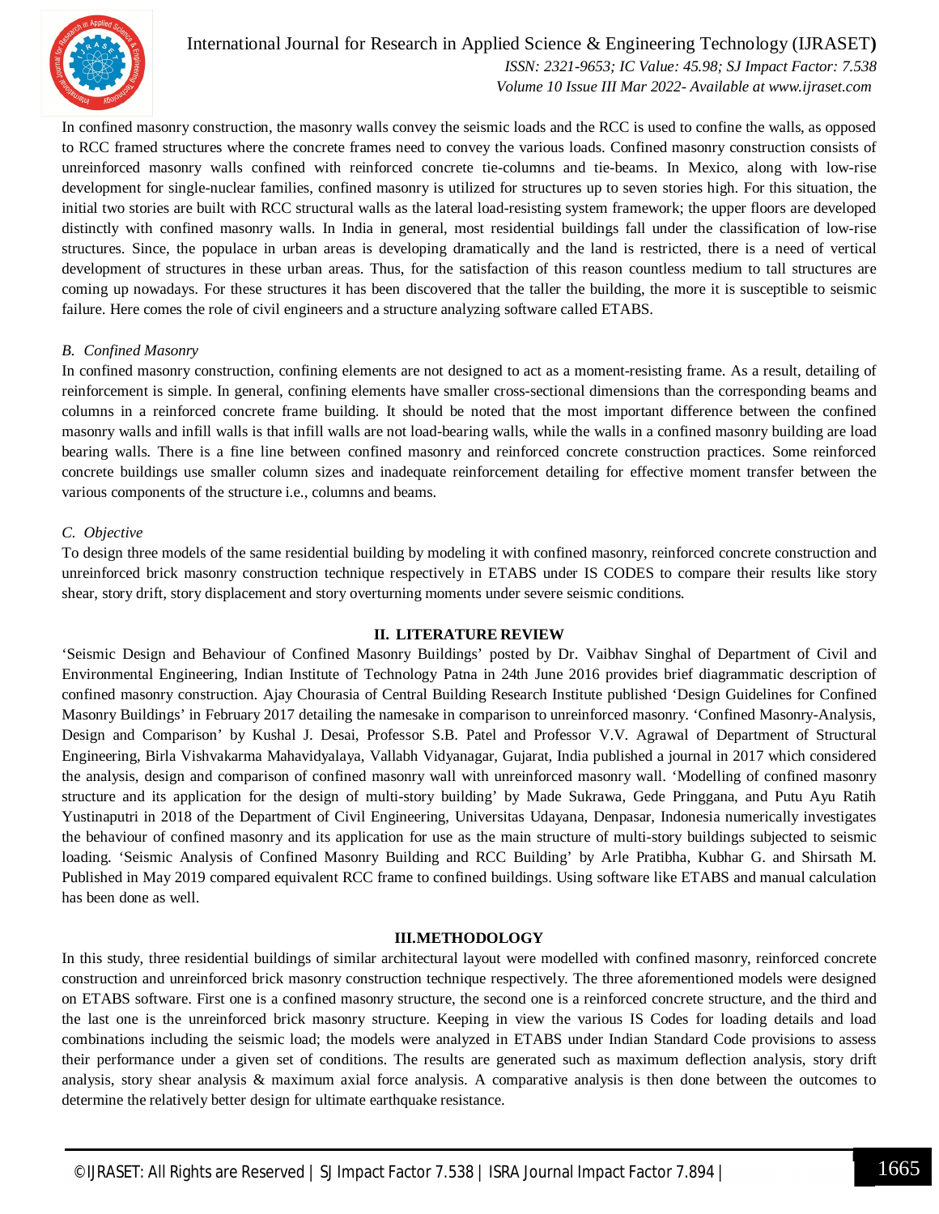In confined masonry construction, the masonry walls convey the seismic loads and the RCC is used to confine the walls, as opposed to RCC framed structures where the concrete frames need to convey the various loads. Confined masonry construction consists of unreinforced masonry walls confined with reinforced concrete tie-columns and tie-beams. In Mexico, along with low-rise development for single-nuclear families, confined masonry is utilized for structures up to seven stories high. For this situation, the initial two stories are built with RCC structural walls as the lateral load-resisting system framework; the upper floors are developed distinctly with confined masonry walls. In India in general, most residential buildings fall under the classification of low-rise structures. Since, the populace in urban areas is developing dramatically and the land is restricted, there is a need of vertical development of structures in these urban areas. Thus, for the satisfaction of this reason countless medium to tall structures are coming up nowadays. For these structures it has been discovered that the taller the building, the more it is susceptible to seismic failure. Here comes the role of civil engineers and a structure analyzing software called ETABS.

### *B. Confined Masonry*

In confined masonry construction, confining elements are not designed to act as a moment-resisting frame. As a result, detailing of reinforcement is simple. In general, confining elements have smaller cross-sectional dimensions than the corresponding beams and columns in a reinforced concrete frame building. It should be noted that the most important difference between the confined masonry walls and infill walls is that infill walls are not load-bearing walls, while the walls in a confined masonry building are load bearing walls. There is a fine line between confined masonry and reinforced concrete construction practices. Some reinforced concrete buildings use smaller column sizes and inadequate reinforcement detailing for effective moment transfer between the various components of the structure i.e., columns and beams.

### *C. Objective*

To design three models of the same residential building by modeling it with confined masonry, reinforced concrete construction and unreinforced brick masonry construction technique respectively in ETABS under IS CODES to compare their results like story shear, story drift, story displacement and story overturning moments under severe seismic conditions.

## II. LITERATURE REVIEW

'Seismic Design and Behaviour of Confined Masonry Buildings' posted by Dr. Vaibhav Singhal of Department of Civil and Environmental Engineering, Indian Institute of Technology Patna in 24th June 2016 provides brief diagrammatic description of confined masonry construction. Ajay Chourasia of Central Building Research Institute published 'Design Guidelines for Confined Masonry Buildings' in February 2017 detailing the namesake in comparison to unreinforced masonry. 'Confined Masonry-Analysis, Design and Comparison' by Kushal J. Desai, Professor S.B. Patel and Professor V.V. Agrawal of Department of Structural Engineering, Birla Vishvakarma Mahavidyalaya, Vallabh Vidyanagar, Gujarat, India published a journal in 2017 which considered the analysis, design and comparison of confined masonry wall with unreinforced masonry wall. 'Modelling of confined masonry structure and its application for the design of multi-story building' by Made Sukrawa, Gede Pringgana, and Putu Ayu Ratih Yustinaputri in 2018 of the Department of Civil Engineering, Universitas Udayana, Denpasar, Indonesia numerically investigates the behaviour of confined masonry and its application for use as the main structure of multi-story buildings subjected to seismic loading. 'Seismic Analysis of Confined Masonry Building and RCC Building' by Arle Pratibha, Kubhar G. and Shirsath M. Published in May 2019 compared equivalent RCC frame to confined buildings. Using software like ETABS and manual calculation has been done as well.

## III. METHODOLOGY

In this study, three residential buildings of similar architectural layout were modelled with confined masonry, reinforced concrete construction and unreinforced brick masonry construction technique respectively. The three aforementioned models were designed on ETABS software. First one is a confined masonry structure, the second one is a reinforced concrete structure, and the third and the last one is the unreinforced brick masonry structure. Keeping in view the various IS Codes for loading details and load combinations including the seismic load; the models were analyzed in ETABS under Indian Standard Code provisions to assess their performance under a given set of conditions. The results are generated such as maximum deflection analysis, story drift analysis, story shear analysis & maximum axial force analysis. A comparative analysis is then done between the outcomes to determine the relatively better design for ultimate earthquake resistance.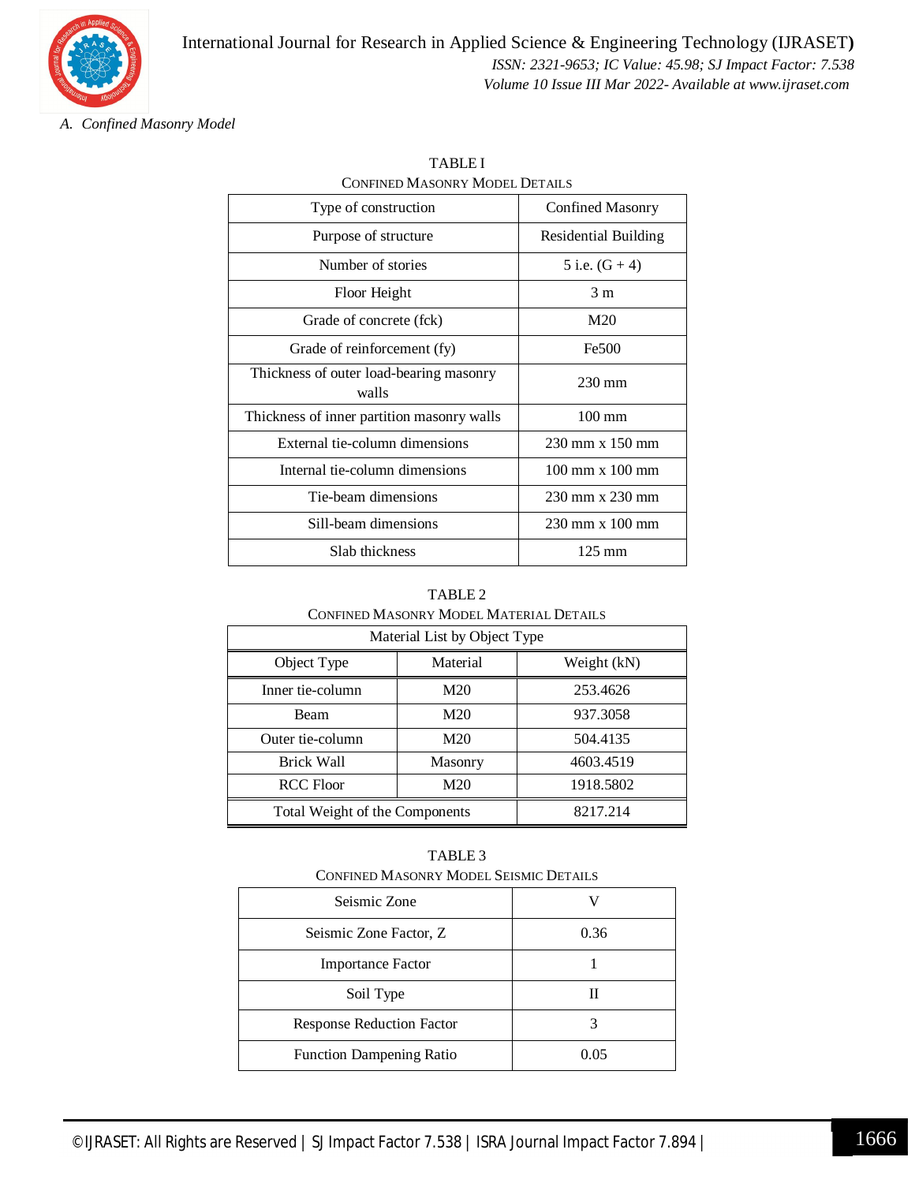### A. Confined Masonry Model

TABLE I
CONFINED MASONRY MODEL DETAILS

| Type of construction | Confined Masonry |
|---|---|
| Purpose of structure | Residential Building |
| Number of stories | 5 i.e. (G + 4) |
| Floor Height | 3 m |
| Grade of concrete (fck) | M20 |
| Grade of reinforcement (fy) | Fe500 |
| Thickness of outer load-bearing masonry walls | 230 mm |
| Thickness of inner partition masonry walls | 100 mm |
| External tie-column dimensions | 230 mm x 150 mm |
| Internal tie-column dimensions | 100 mm x 100 mm |
| Tie-beam dimensions | 230 mm x 230 mm |
| Sill-beam dimensions | 230 mm x 100 mm |
| Slab thickness | 125 mm |

TABLE 2
CONFINED MASONRY MODEL MATERIAL DETAILS

| Material List by Object Type | | |
|---|---|---|
| Object Type | Material | Weight (kN) |
| Inner tie-column | M20 | 253.4626 |
| Beam | M20 | 937.3058 |
| Outer tie-column | M20 | 504.4135 |
| Brick Wall | Masonry | 4603.4519 |
| RCC Floor | M20 | 1918.5802 |
| Total Weight of the Components | | 8217.214 |

TABLE 3
CONFINED MASONRY MODEL SEISMIC DETAILS

| Seismic Zone | V |
|---|---|
| Seismic Zone Factor, Z | 0.36 |
| Importance Factor | 1 |
| Soil Type | II |
| Response Reduction Factor | 3 |
| Function Dampening Ratio | 0.05 |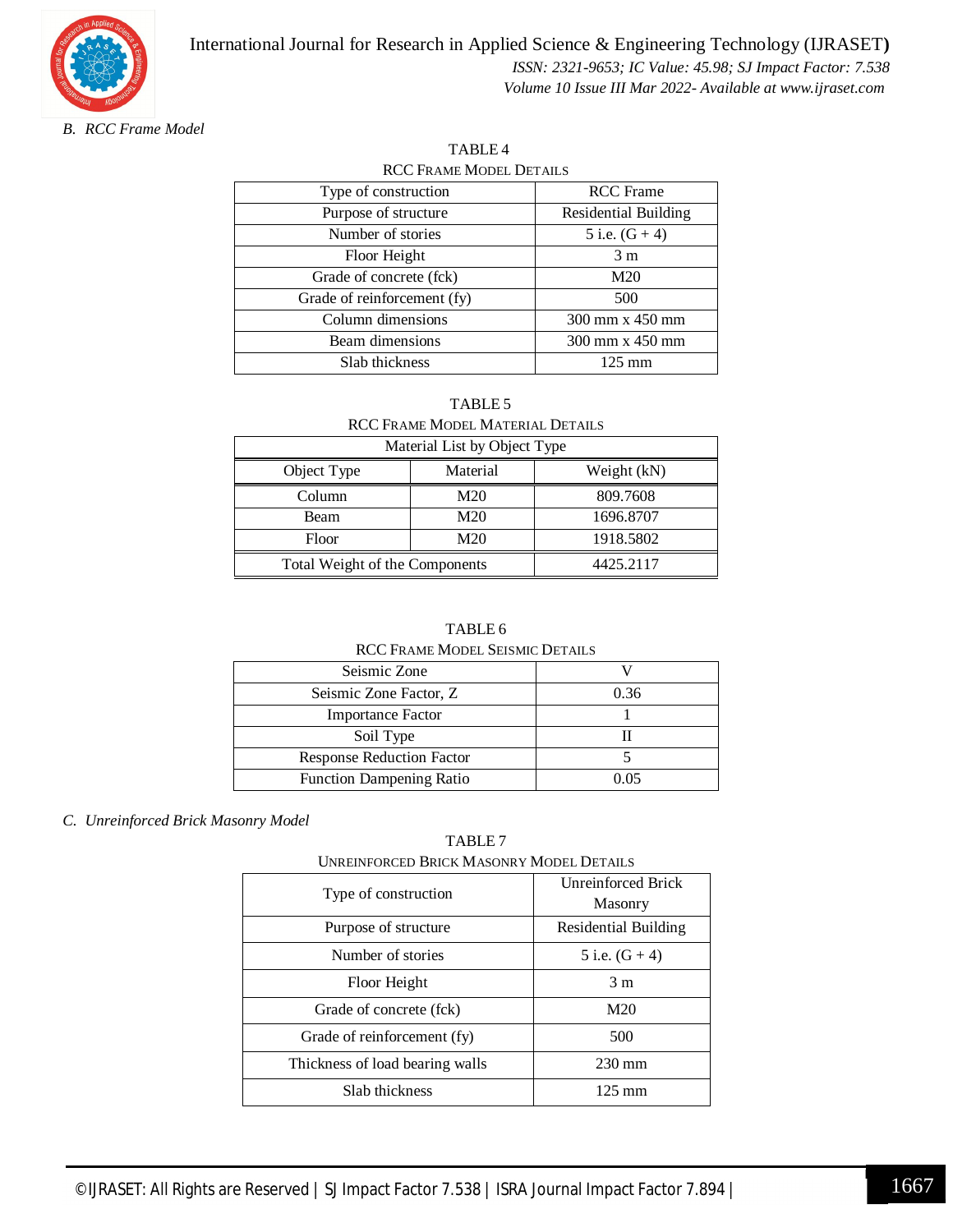### B. *RCC Frame Model*

TABLE 4
RCC FRAME MODEL DETAILS

| Type of construction | RCC Frame |
|---|---|
| Purpose of structure | Residential Building |
| Number of stories | 5 i.e. (G + 4) |
| Floor Height | 3 m |
| Grade of concrete (fck) | M20 |
| Grade of reinforcement (fy) | 500 |
| Column dimensions | 300 mm x 450 mm |
| Beam dimensions | 300 mm x 450 mm |
| Slab thickness | 125 mm |

TABLE 5
RCC FRAME MODEL MATERIAL DETAILS

| Material List by Object Type | | |
|---|---|---|
| Object Type | Material | Weight (kN) |
| Column | M20 | 809.7608 |
| Beam | M20 | 1696.8707 |
| Floor | M20 | 1918.5802 |
| Total Weight of the Components | | 4425.2117 |

TABLE 6
RCC FRAME MODEL SEISMIC DETAILS

| Seismic Zone | V |
|---|---|
| Seismic Zone Factor, Z | 0.36 |
| Importance Factor | 1 |
| Soil Type | II |
| Response Reduction Factor | 5 |
| Function Dampening Ratio | 0.05 |

### C. *Unreinforced Brick Masonry Model*

TABLE 7
UNREINFORCED BRICK MASONRY MODEL DETAILS

| Type of construction | Unreinforced Brick Masonry |
|---|---|
| Purpose of structure | Residential Building |
| Number of stories | 5 i.e. (G + 4) |
| Floor Height | 3 m |
| Grade of concrete (fck) | M20 |
| Grade of reinforcement (fy) | 500 |
| Thickness of load bearing walls | 230 mm |
| Slab thickness | 125 mm |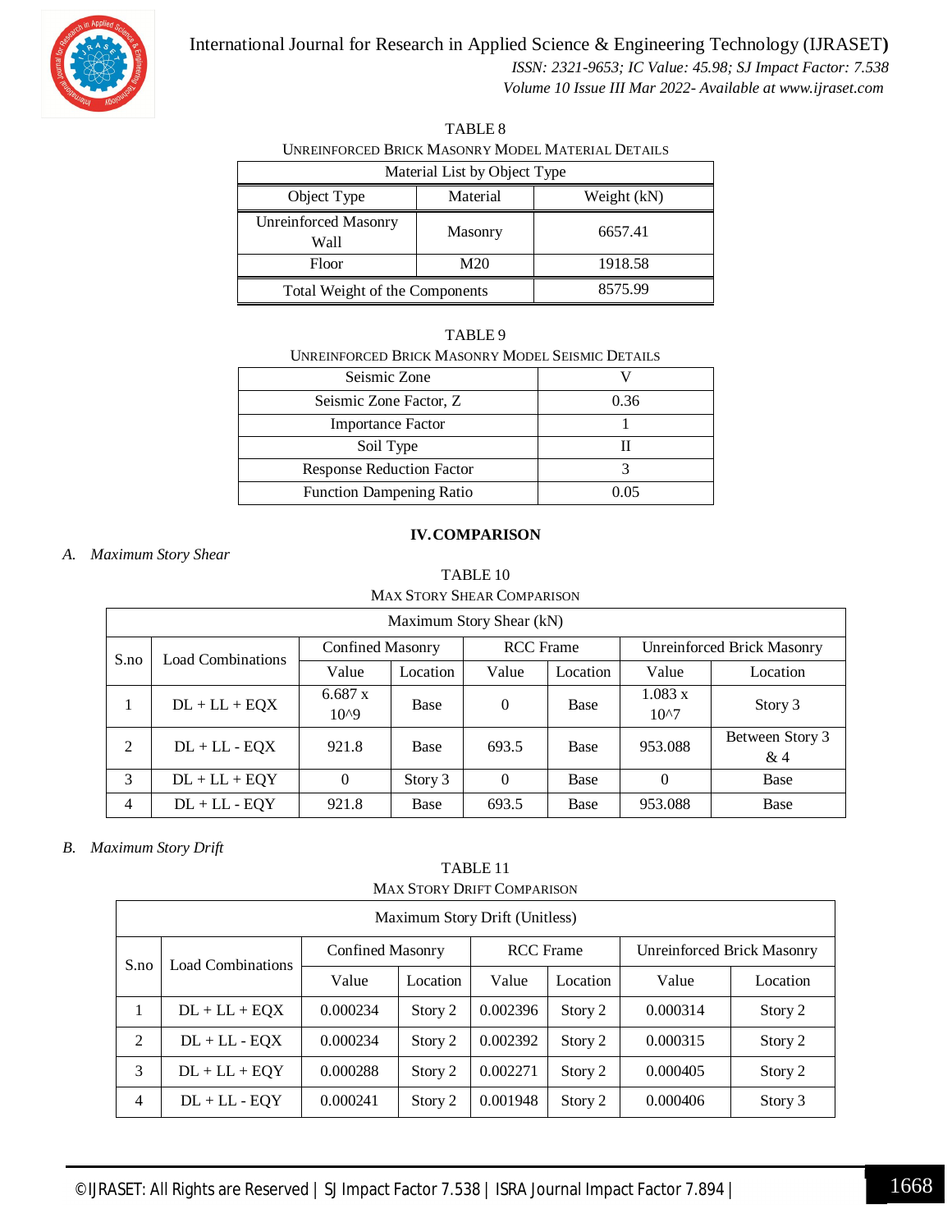TABLE 8

UNREINFORCED BRICK MASONRY MODEL MATERIAL DETAILS

| Material List by Object Type | | |
|---|---|---|
| Object Type | Material | Weight (kN) |
| Unreinforced Masonry Wall | Masonry | 6657.41 |
| Floor | M20 | 1918.58 |
| Total Weight of the Components | | 8575.99 |

TABLE 9

UNREINFORCED BRICK MASONRY MODEL SEISMIC DETAILS

| Seismic Zone | V |
|---|---|
| Seismic Zone Factor, Z | 0.36 |
| Importance Factor | 1 |
| Soil Type | II |
| Response Reduction Factor | 3 |
| Function Dampening Ratio | 0.05 |

## IV. COMPARISON

### A. *Maximum Story Shear*

TABLE 10

MAX STORY SHEAR COMPARISON

| Maximum Story Shear (kN) | | | | | | | |
|---|---|---|---|---|---|---|---|
| S.no | Load Combinations | Confined Masonry | | RCC Frame | | Unreinforced Brick Masonry | |
| | | Value | Location | Value | Location | Value | Location |
| 1 | DL + LL + EQX | 6.687 x 10^9 | Base | 0 | Base | 1.083 x 10^7 | Story 3 |
| 2 | DL + LL - EQX | 921.8 | Base | 693.5 | Base | 953.088 | Between Story 3 & 4 |
| 3 | DL + LL + EQY | 0 | Story 3 | 0 | Base | 0 | Base |
| 4 | DL + LL - EQY | 921.8 | Base | 693.5 | Base | 953.088 | Base |

### B. *Maximum Story Drift*

TABLE 11

MAX STORY DRIFT COMPARISON

| Maximum Story Drift (Unitless) | | | | | | | |
|---|---|---|---|---|---|---|---|
| S.no | Load Combinations | Confined Masonry | | RCC Frame | | Unreinforced Brick Masonry | |
| | | Value | Location | Value | Location | Value | Location |
| 1 | DL + LL + EQX | 0.000234 | Story 2 | 0.002396 | Story 2 | 0.000314 | Story 2 |
| 2 | DL + LL - EQX | 0.000234 | Story 2 | 0.002392 | Story 2 | 0.000315 | Story 2 |
| 3 | DL + LL + EQY | 0.000288 | Story 2 | 0.002271 | Story 2 | 0.000405 | Story 2 |
| 4 | DL + LL - EQY | 0.000241 | Story 2 | 0.001948 | Story 2 | 0.000406 | Story 3 |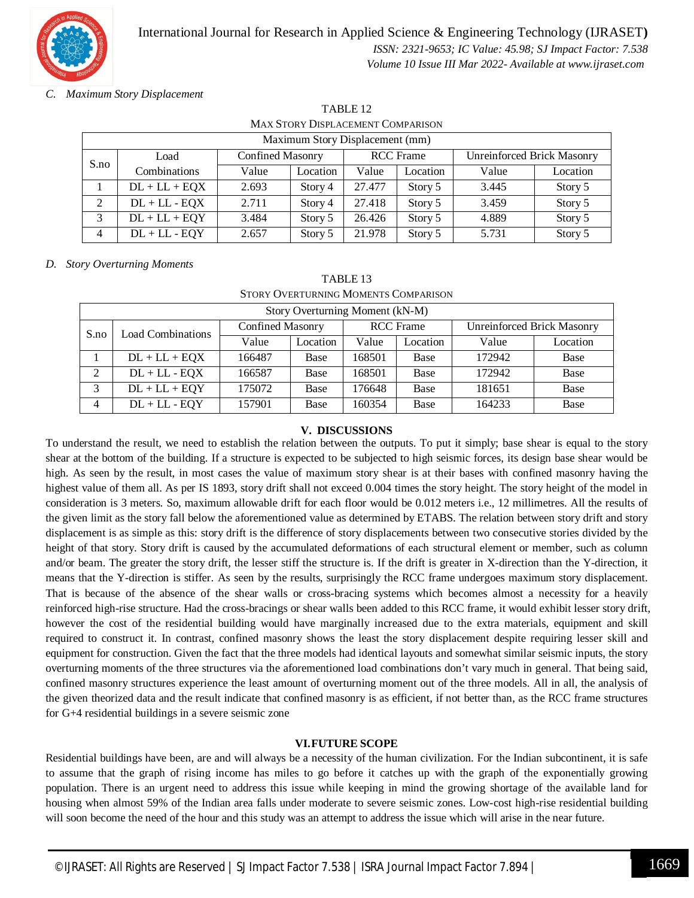### C. Maximum Story Displacement

TABLE 12
MAX STORY DISPLACEMENT COMPARISON

| Maximum Story Displacement (mm) | | | | | | | |
|---|---|---|---|---|---|---|---|
| S.no | Load Combinations | Confined Masonry | | RCC Frame | | Unreinforced Brick Masonry | |
| | | Value | Location | Value | Location | Value | Location |
| 1 | DL + LL + EQX | 2.693 | Story 4 | 27.477 | Story 5 | 3.445 | Story 5 |
| 2 | DL + LL - EQX | 2.711 | Story 4 | 27.418 | Story 5 | 3.459 | Story 5 |
| 3 | DL + LL + EQY | 3.484 | Story 5 | 26.426 | Story 5 | 4.889 | Story 5 |
| 4 | DL + LL - EQY | 2.657 | Story 5 | 21.978 | Story 5 | 5.731 | Story 5 |

### D. Story Overturning Moments

TABLE 13
STORY OVERTURNING MOMENTS COMPARISON

| Story Overturning Moment (kN-M) | | | | | | | |
|---|---|---|---|---|---|---|---|
| S.no | Load Combinations | Confined Masonry | | RCC Frame | | Unreinforced Brick Masonry | |
| | | Value | Location | Value | Location | Value | Location |
| 1 | DL + LL + EQX | 166487 | Base | 168501 | Base | 172942 | Base |
| 2 | DL + LL - EQX | 166587 | Base | 168501 | Base | 172942 | Base |
| 3 | DL + LL + EQY | 175072 | Base | 176648 | Base | 181651 | Base |
| 4 | DL + LL - EQY | 157901 | Base | 160354 | Base | 164233 | Base |

## V. DISCUSSIONS

To understand the result, we need to establish the relation between the outputs. To put it simply; base shear is equal to the story shear at the bottom of the building. If a structure is expected to be subjected to high seismic forces, its design base shear would be high. As seen by the result, in most cases the value of maximum story shear is at their bases with confined masonry having the highest value of them all. As per IS 1893, story drift shall not exceed 0.004 times the story height. The story height of the model in consideration is 3 meters. So, maximum allowable drift for each floor would be 0.012 meters i.e., 12 millimetres. All the results of the given limit as the story fall below the aforementioned value as determined by ETABS. The relation between story drift and story displacement is as simple as this: story drift is the difference of story displacements between two consecutive stories divided by the height of that story. Story drift is caused by the accumulated deformations of each structural element or member, such as column and/or beam. The greater the story drift, the lesser stiff the structure is. If the drift is greater in X-direction than the Y-direction, it means that the Y-direction is stiffer. As seen by the results, surprisingly the RCC frame undergoes maximum story displacement. That is because of the absence of the shear walls or cross-bracing systems which becomes almost a necessity for a heavily reinforced high-rise structure. Had the cross-bracings or shear walls been added to this RCC frame, it would exhibit lesser story drift, however the cost of the residential building would have marginally increased due to the extra materials, equipment and skill required to construct it. In contrast, confined masonry shows the least the story displacement despite requiring lesser skill and equipment for construction. Given the fact that the three models had identical layouts and somewhat similar seismic inputs, the story overturning moments of the three structures via the aforementioned load combinations don't vary much in general. That being said, confined masonry structures experience the least amount of overturning moment out of the three models. All in all, the analysis of the given theorized data and the result indicate that confined masonry is as efficient, if not better than, as the RCC frame structures for G+4 residential buildings in a severe seismic zone

## VI. FUTURE SCOPE

Residential buildings have been, are and will always be a necessity of the human civilization. For the Indian subcontinent, it is safe to assume that the graph of rising income has miles to go before it catches up with the graph of the exponentially growing population. There is an urgent need to address this issue while keeping in mind the growing shortage of the available land for housing when almost 59% of the Indian area falls under moderate to severe seismic zones. Low-cost high-rise residential building will soon become the need of the hour and this study was an attempt to address the issue which will arise in the near future.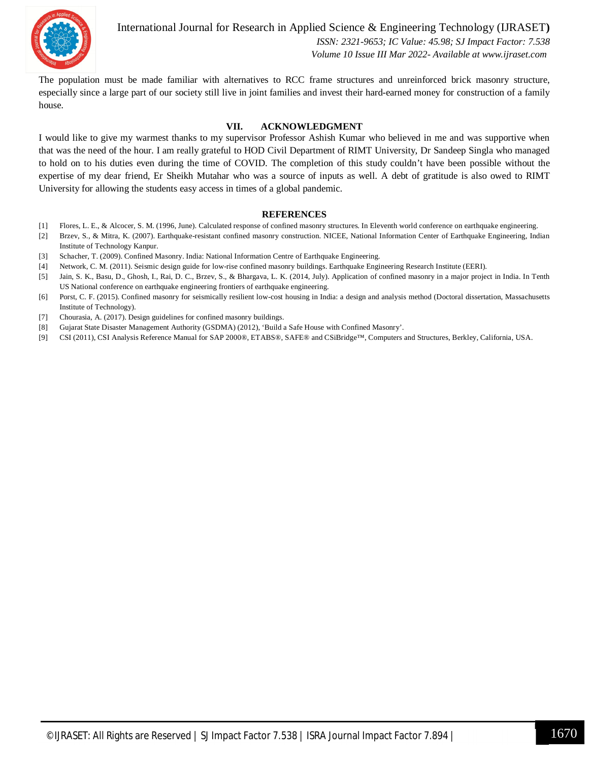The population must be made familiar with alternatives to RCC frame structures and unreinforced brick masonry structure, especially since a large part of our society still live in joint families and invest their hard-earned money for construction of a family house.

## VII. ACKNOWLEDGMENT

I would like to give my warmest thanks to my supervisor Professor Ashish Kumar who believed in me and was supportive when that was the need of the hour. I am really grateful to HOD Civil Department of RIMT University, Dr Sandeep Singla who managed to hold on to his duties even during the time of COVID. The completion of this study couldn't have been possible without the expertise of my dear friend, Er Sheikh Mutahar who was a source of inputs as well. A debt of gratitude is also owed to RIMT University for allowing the students easy access in times of a global pandemic.

## REFERENCES

[1] Flores, L. E., & Alcocer, S. M. (1996, June). Calculated response of confined masonry structures. In Eleventh world conference on earthquake engineering.

[2] Brzev, S., & Mitra, K. (2007). Earthquake-resistant confined masonry construction. NICEE, National Information Center of Earthquake Engineering, Indian Institute of Technology Kanpur.

[3] Schacher, T. (2009). Confined Masonry. India: National Information Centre of Earthquake Engineering.

[4] Network, C. M. (2011). Seismic design guide for low-rise confined masonry buildings. Earthquake Engineering Research Institute (EERI).

[5] Jain, S. K., Basu, D., Ghosh, I., Rai, D. C., Brzev, S., & Bhargava, L. K. (2014, July). Application of confined masonry in a major project in India. In Tenth US National conference on earthquake engineering frontiers of earthquake engineering.

[6] Porst, C. F. (2015). Confined masonry for seismically resilient low-cost housing in India: a design and analysis method (Doctoral dissertation, Massachusetts Institute of Technology).

[7] Chourasia, A. (2017). Design guidelines for confined masonry buildings.

[8] Gujarat State Disaster Management Authority (GSDMA) (2012), 'Build a Safe House with Confined Masonry'.

[9] CSI (2011), CSI Analysis Reference Manual for SAP 2000®, ETABS®, SAFE® and CSiBridge™, Computers and Structures, Berkley, California, USA.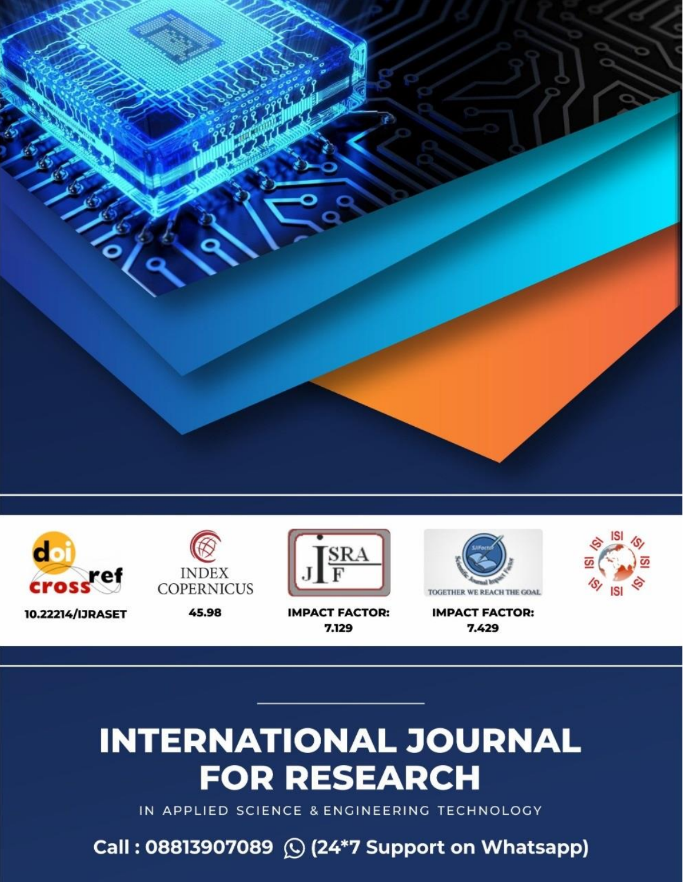10.22214/IJRASET

INDEX COPERNICUS

45.98

IMPACT FACTOR: 7.129

IMPACT FACTOR: 7.429

# INTERNATIONAL JOURNAL FOR RESEARCH

IN APPLIED SCIENCE & ENGINEERING TECHNOLOGY

Call : 08813907089 (24*7 Support on Whatsapp)